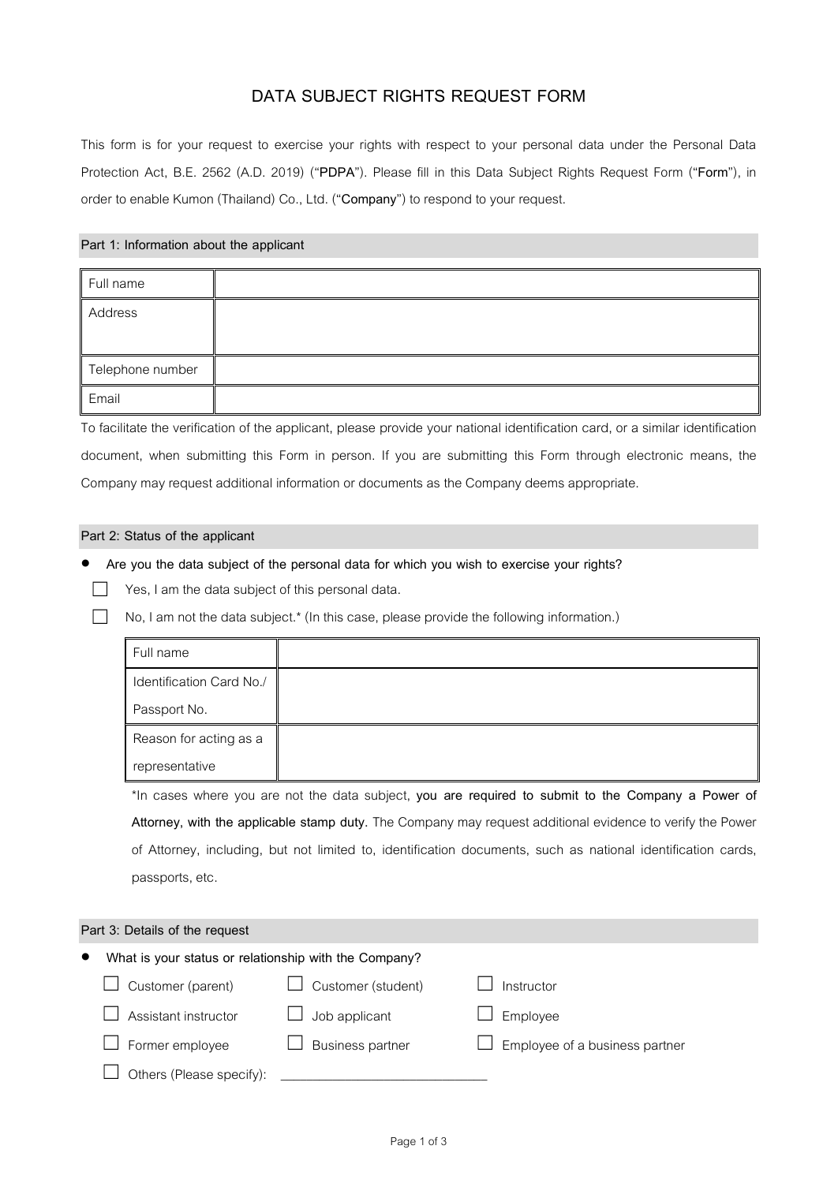# DATA SUBJECT RIGHTS REQUEST FORM

This form is for your request to exercise your rights with respect to your personal data under the Personal Data Protection Act, B.E. 2562 (A.D. 2019) ("**PDPA**"). Please fill in this Data Subject Rights Request Form ("**Form**"), in order to enable Kumon (Thailand) Co., Ltd. ("**Company**") to respond to your request.

## Part 1: Information about the applicant

| Full name | |
|---|---|
| Address | |
| Telephone number | |
| Email | |

To facilitate the verification of the applicant, please provide your national identification card, or a similar identification document, when submitting this Form in person. If you are submitting this Form through electronic means, the Company may request additional information or documents as the Company deems appropriate.

## Part 2: Status of the applicant

- **Are you the data subject of the personal data for which you wish to exercise your rights?**

  ☐ Yes, I am the data subject of this personal data.

  ☐ No, I am not the data subject.* (In this case, please provide the following information.)

| Full name | |
|---|---|
| Identification Card No./ Passport No. | |
| Reason for acting as a representative | |

*In cases where you are not the data subject, **you are required to submit to the Company a Power of Attorney, with the applicable stamp duty.** The Company may request additional evidence to verify the Power of Attorney, including, but not limited to, identification documents, such as national identification cards, passports, etc.

## Part 3: Details of the request

- **What is your status or relationship with the Company?**

  ☐ Customer (parent) ☐ Customer (student) ☐ Instructor

  ☐ Assistant instructor ☐ Job applicant ☐ Employee

  ☐ Former employee ☐ Business partner ☐ Employee of a business partner

  ☐ Others (Please specify): _______________________________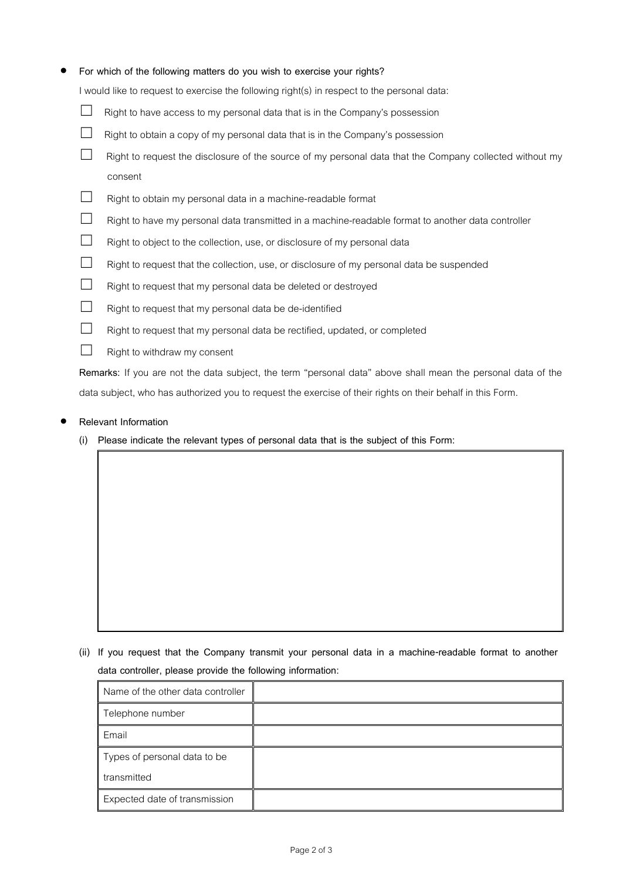- **For which of the following matters do you wish to exercise your rights?**

  I would like to request to exercise the following right(s) in respect to the personal data:

  - ☐ Right to have access to my personal data that is in the Company's possession
  - ☐ Right to obtain a copy of my personal data that is in the Company's possession
  - ☐ Right to request the disclosure of the source of my personal data that the Company collected without my consent
  - ☐ Right to obtain my personal data in a machine-readable format
  - ☐ Right to have my personal data transmitted in a machine-readable format to another data controller
  - ☐ Right to object to the collection, use, or disclosure of my personal data
  - ☐ Right to request that the collection, use, or disclosure of my personal data be suspended
  - ☐ Right to request that my personal data be deleted or destroyed
  - ☐ Right to request that my personal data be de-identified
  - ☐ Right to request that my personal data be rectified, updated, or completed
  - ☐ Right to withdraw my consent

  **Remarks:** If you are not the data subject, the term "personal data" above shall mean the personal data of the data subject, who has authorized you to request the exercise of their rights on their behalf in this Form.

- **Relevant Information**

  **(i) Please indicate the relevant types of personal data that is the subject of this Form:**

  | |
  |---|
  | |

  **(ii) If you request that the Company transmit your personal data in a machine-readable format to another data controller, please provide the following information:**

  | Name of the other data controller | |
  |---|---|
  | Telephone number | |
  | Email | |
  | Types of personal data to be transmitted | |
  | Expected date of transmission | |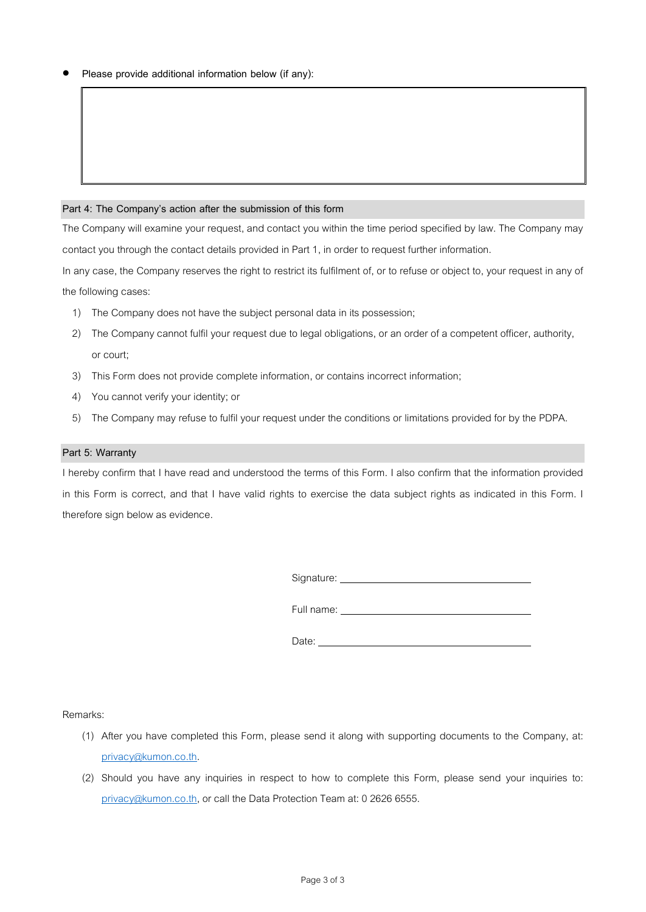- **Please provide additional information below (if any):**

| |
|---|
| |

## Part 4: The Company's action after the submission of this form

The Company will examine your request, and contact you within the time period specified by law. The Company may contact you through the contact details provided in Part 1, in order to request further information.

In any case, the Company reserves the right to restrict its fulfilment of, or to refuse or object to, your request in any of the following cases:

1) The Company does not have the subject personal data in its possession;
2) The Company cannot fulfil your request due to legal obligations, or an order of a competent officer, authority, or court;
3) This Form does not provide complete information, or contains incorrect information;
4) You cannot verify your identity; or
5) The Company may refuse to fulfil your request under the conditions or limitations provided for by the PDPA.

## Part 5: Warranty

I hereby confirm that I have read and understood the terms of this Form. I also confirm that the information provided in this Form is correct, and that I have valid rights to exercise the data subject rights as indicated in this Form. I therefore sign below as evidence.

Signature: ______________________________

Full name: ______________________________

Date: ______________________________

Remarks:

(1) After you have completed this Form, please send it along with supporting documents to the Company, at: privacy@kumon.co.th.

(2) Should you have any inquiries in respect to how to complete this Form, please send your inquiries to: privacy@kumon.co.th, or call the Data Protection Team at: 0 2626 6555.